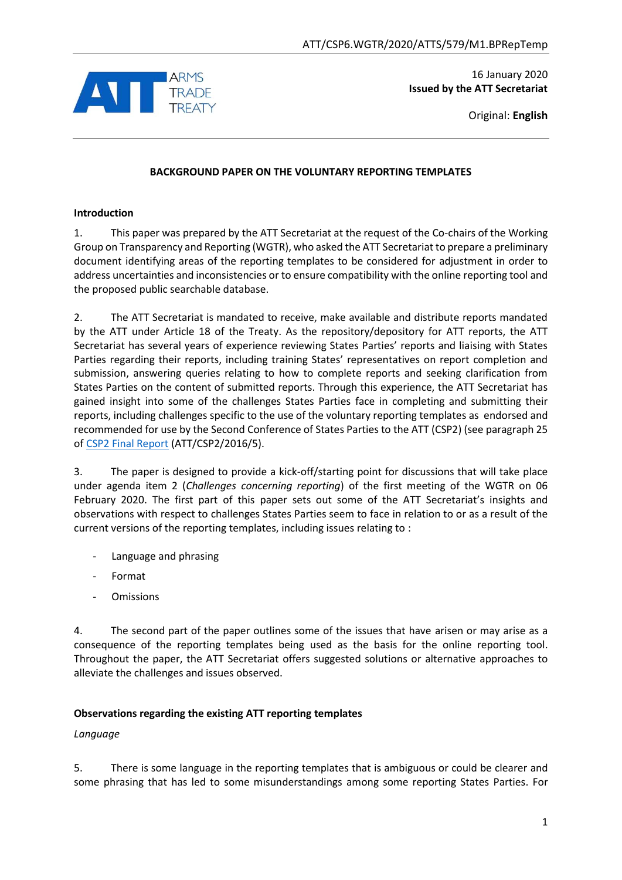ATT/CSP6.WGTR/2020/ATTS/579/M1.BPRepTemp

ARMS TRADE TREATY

16 January 2020
**Issued by the ATT Secretariat**

Original: **English**

**BACKGROUND PAPER ON THE VOLUNTARY REPORTING TEMPLATES**

**Introduction**

1. This paper was prepared by the ATT Secretariat at the request of the Co-chairs of the Working Group on Transparency and Reporting (WGTR), who asked the ATT Secretariat to prepare a preliminary document identifying areas of the reporting templates to be considered for adjustment in order to address uncertainties and inconsistencies or to ensure compatibility with the online reporting tool and the proposed public searchable database.

2. The ATT Secretariat is mandated to receive, make available and distribute reports mandated by the ATT under Article 18 of the Treaty. As the repository/depository for ATT reports, the ATT Secretariat has several years of experience reviewing States Parties' reports and liaising with States Parties regarding their reports, including training States' representatives on report completion and submission, answering queries relating to how to complete reports and seeking clarification from States Parties on the content of submitted reports. Through this experience, the ATT Secretariat has gained insight into some of the challenges States Parties face in completing and submitting their reports, including challenges specific to the use of the voluntary reporting templates as endorsed and recommended for use by the Second Conference of States Parties to the ATT (CSP2) (see paragraph 25 of CSP2 Final Report (ATT/CSP2/2016/5).

3. The paper is designed to provide a kick-off/starting point for discussions that will take place under agenda item 2 (*Challenges concerning reporting*) of the first meeting of the WGTR on 06 February 2020. The first part of this paper sets out some of the ATT Secretariat's insights and observations with respect to challenges States Parties seem to face in relation to or as a result of the current versions of the reporting templates, including issues relating to :

- Language and phrasing
- Format
- Omissions

4. The second part of the paper outlines some of the issues that have arisen or may arise as a consequence of the reporting templates being used as the basis for the online reporting tool. Throughout the paper, the ATT Secretariat offers suggested solutions or alternative approaches to alleviate the challenges and issues observed.

**Observations regarding the existing ATT reporting templates**

*Language*

5. There is some language in the reporting templates that is ambiguous or could be clearer and some phrasing that has led to some misunderstandings among some reporting States Parties. For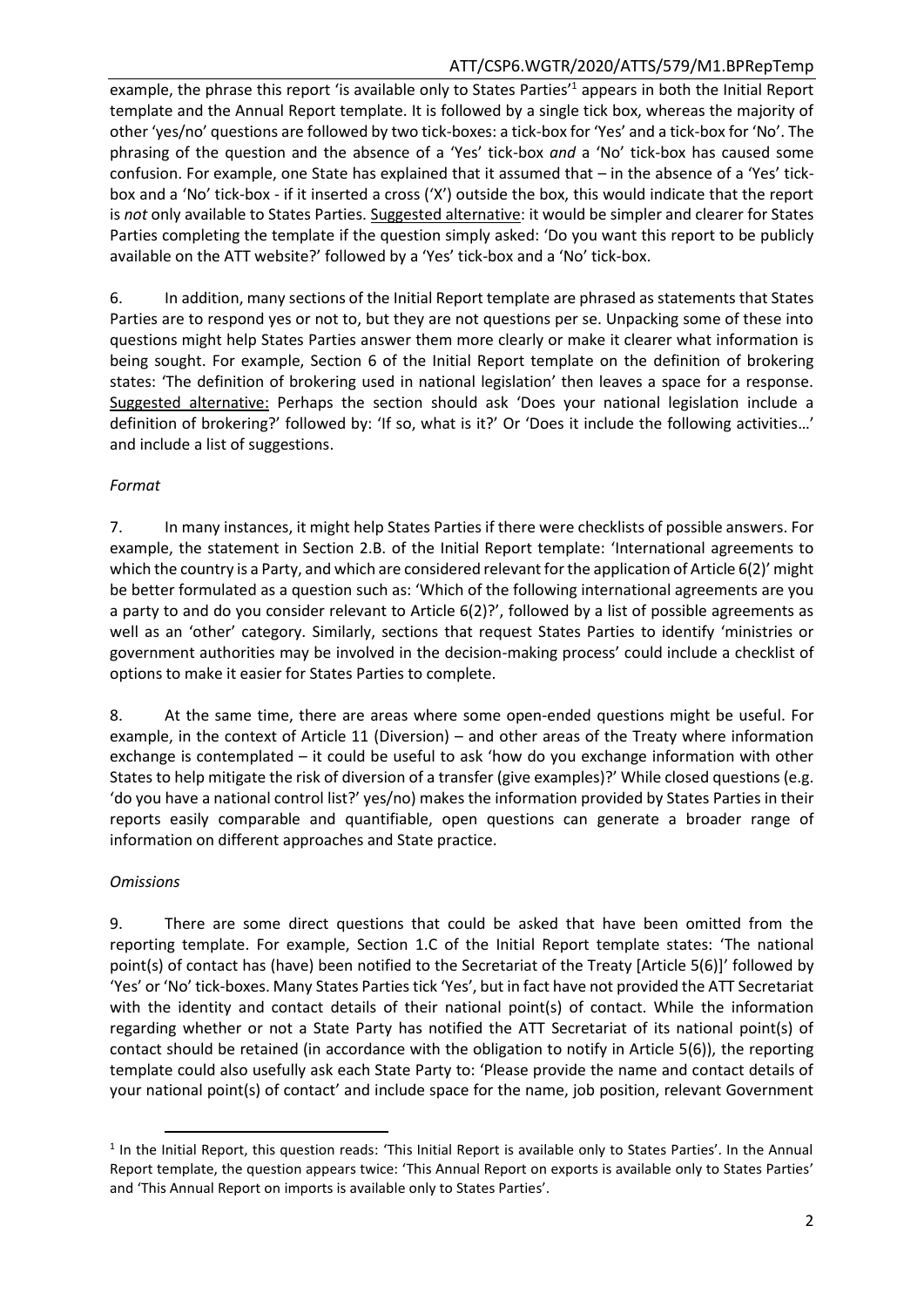example, the phrase this report 'is available only to States Parties'[1] appears in both the Initial Report template and the Annual Report template. It is followed by a single tick box, whereas the majority of other 'yes/no' questions are followed by two tick-boxes: a tick-box for 'Yes' and a tick-box for 'No'. The phrasing of the question and the absence of a 'Yes' tick-box *and* a 'No' tick-box has caused some confusion. For example, one State has explained that it assumed that – in the absence of a 'Yes' tick-box and a 'No' tick-box - if it inserted a cross ('X') outside the box, this would indicate that the report is *not* only available to States Parties. Suggested alternative: it would be simpler and clearer for States Parties completing the template if the question simply asked: 'Do you want this report to be publicly available on the ATT website?' followed by a 'Yes' tick-box and a 'No' tick-box.

6. In addition, many sections of the Initial Report template are phrased as statements that States Parties are to respond yes or not to, but they are not questions per se. Unpacking some of these into questions might help States Parties answer them more clearly or make it clearer what information is being sought. For example, Section 6 of the Initial Report template on the definition of brokering states: 'The definition of brokering used in national legislation' then leaves a space for a response. Suggested alternative: Perhaps the section should ask 'Does your national legislation include a definition of brokering?' followed by: 'If so, what is it?' Or 'Does it include the following activities…' and include a list of suggestions.

*Format*

7. In many instances, it might help States Parties if there were checklists of possible answers. For example, the statement in Section 2.B. of the Initial Report template: 'International agreements to which the country is a Party, and which are considered relevant for the application of Article 6(2)' might be better formulated as a question such as: 'Which of the following international agreements are you a party to and do you consider relevant to Article 6(2)?', followed by a list of possible agreements as well as an 'other' category. Similarly, sections that request States Parties to identify 'ministries or government authorities may be involved in the decision-making process' could include a checklist of options to make it easier for States Parties to complete.

8. At the same time, there are areas where some open-ended questions might be useful. For example, in the context of Article 11 (Diversion) – and other areas of the Treaty where information exchange is contemplated – it could be useful to ask 'how do you exchange information with other States to help mitigate the risk of diversion of a transfer (give examples)?' While closed questions (e.g. 'do you have a national control list?' yes/no) makes the information provided by States Parties in their reports easily comparable and quantifiable, open questions can generate a broader range of information on different approaches and State practice.

*Omissions*

9. There are some direct questions that could be asked that have been omitted from the reporting template. For example, Section 1.C of the Initial Report template states: 'The national point(s) of contact has (have) been notified to the Secretariat of the Treaty [Article 5(6)]' followed by 'Yes' or 'No' tick-boxes. Many States Parties tick 'Yes', but in fact have not provided the ATT Secretariat with the identity and contact details of their national point(s) of contact. While the information regarding whether or not a State Party has notified the ATT Secretariat of its national point(s) of contact should be retained (in accordance with the obligation to notify in Article 5(6)), the reporting template could also usefully ask each State Party to: 'Please provide the name and contact details of your national point(s) of contact' and include space for the name, job position, relevant Government

[1] In the Initial Report, this question reads: 'This Initial Report is available only to States Parties'. In the Annual Report template, the question appears twice: 'This Annual Report on exports is available only to States Parties' and 'This Annual Report on imports is available only to States Parties'.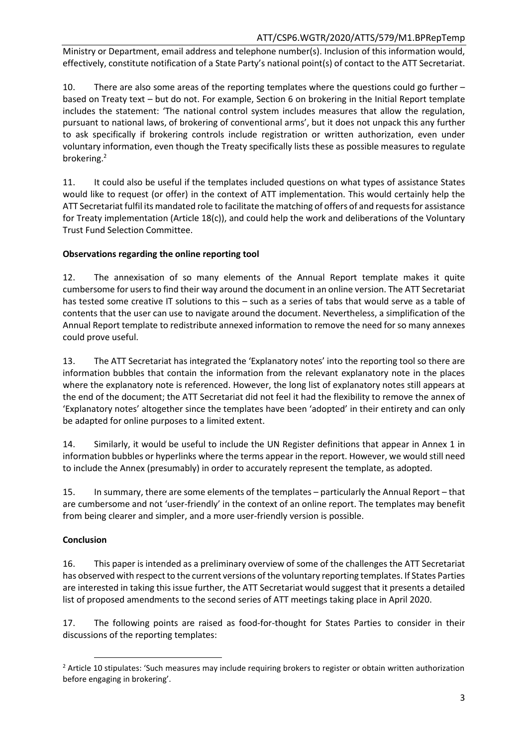Ministry or Department, email address and telephone number(s). Inclusion of this information would, effectively, constitute notification of a State Party's national point(s) of contact to the ATT Secretariat.

10. There are also some areas of the reporting templates where the questions could go further – based on Treaty text – but do not. For example, Section 6 on brokering in the Initial Report template includes the statement: 'The national control system includes measures that allow the regulation, pursuant to national laws, of brokering of conventional arms', but it does not unpack this any further to ask specifically if brokering controls include registration or written authorization, even under voluntary information, even though the Treaty specifically lists these as possible measures to regulate brokering.[2]

11. It could also be useful if the templates included questions on what types of assistance States would like to request (or offer) in the context of ATT implementation. This would certainly help the ATT Secretariat fulfil its mandated role to facilitate the matching of offers of and requests for assistance for Treaty implementation (Article 18(c)), and could help the work and deliberations of the Voluntary Trust Fund Selection Committee.

**Observations regarding the online reporting tool**

12. The annexisation of so many elements of the Annual Report template makes it quite cumbersome for users to find their way around the document in an online version. The ATT Secretariat has tested some creative IT solutions to this – such as a series of tabs that would serve as a table of contents that the user can use to navigate around the document. Nevertheless, a simplification of the Annual Report template to redistribute annexed information to remove the need for so many annexes could prove useful.

13. The ATT Secretariat has integrated the 'Explanatory notes' into the reporting tool so there are information bubbles that contain the information from the relevant explanatory note in the places where the explanatory note is referenced. However, the long list of explanatory notes still appears at the end of the document; the ATT Secretariat did not feel it had the flexibility to remove the annex of 'Explanatory notes' altogether since the templates have been 'adopted' in their entirety and can only be adapted for online purposes to a limited extent.

14. Similarly, it would be useful to include the UN Register definitions that appear in Annex 1 in information bubbles or hyperlinks where the terms appear in the report. However, we would still need to include the Annex (presumably) in order to accurately represent the template, as adopted.

15. In summary, there are some elements of the templates – particularly the Annual Report – that are cumbersome and not 'user-friendly' in the context of an online report. The templates may benefit from being clearer and simpler, and a more user-friendly version is possible.

**Conclusion**

16. This paper is intended as a preliminary overview of some of the challenges the ATT Secretariat has observed with respect to the current versions of the voluntary reporting templates. If States Parties are interested in taking this issue further, the ATT Secretariat would suggest that it presents a detailed list of proposed amendments to the second series of ATT meetings taking place in April 2020.

17. The following points are raised as food-for-thought for States Parties to consider in their discussions of the reporting templates:

[2] Article 10 stipulates: 'Such measures may include requiring brokers to register or obtain written authorization before engaging in brokering'.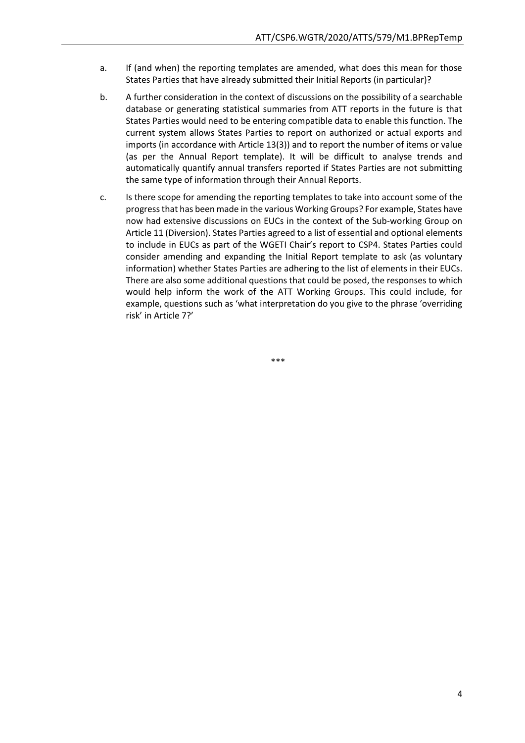a. If (and when) the reporting templates are amended, what does this mean for those States Parties that have already submitted their Initial Reports (in particular)?

b. A further consideration in the context of discussions on the possibility of a searchable database or generating statistical summaries from ATT reports in the future is that States Parties would need to be entering compatible data to enable this function. The current system allows States Parties to report on authorized or actual exports and imports (in accordance with Article 13(3)) and to report the number of items or value (as per the Annual Report template). It will be difficult to analyse trends and automatically quantify annual transfers reported if States Parties are not submitting the same type of information through their Annual Reports.

c. Is there scope for amending the reporting templates to take into account some of the progress that has been made in the various Working Groups? For example, States have now had extensive discussions on EUCs in the context of the Sub-working Group on Article 11 (Diversion). States Parties agreed to a list of essential and optional elements to include in EUCs as part of the WGETI Chair's report to CSP4. States Parties could consider amending and expanding the Initial Report template to ask (as voluntary information) whether States Parties are adhering to the list of elements in their EUCs. There are also some additional questions that could be posed, the responses to which would help inform the work of the ATT Working Groups. This could include, for example, questions such as 'what interpretation do you give to the phrase 'overriding risk' in Article 7?'

***